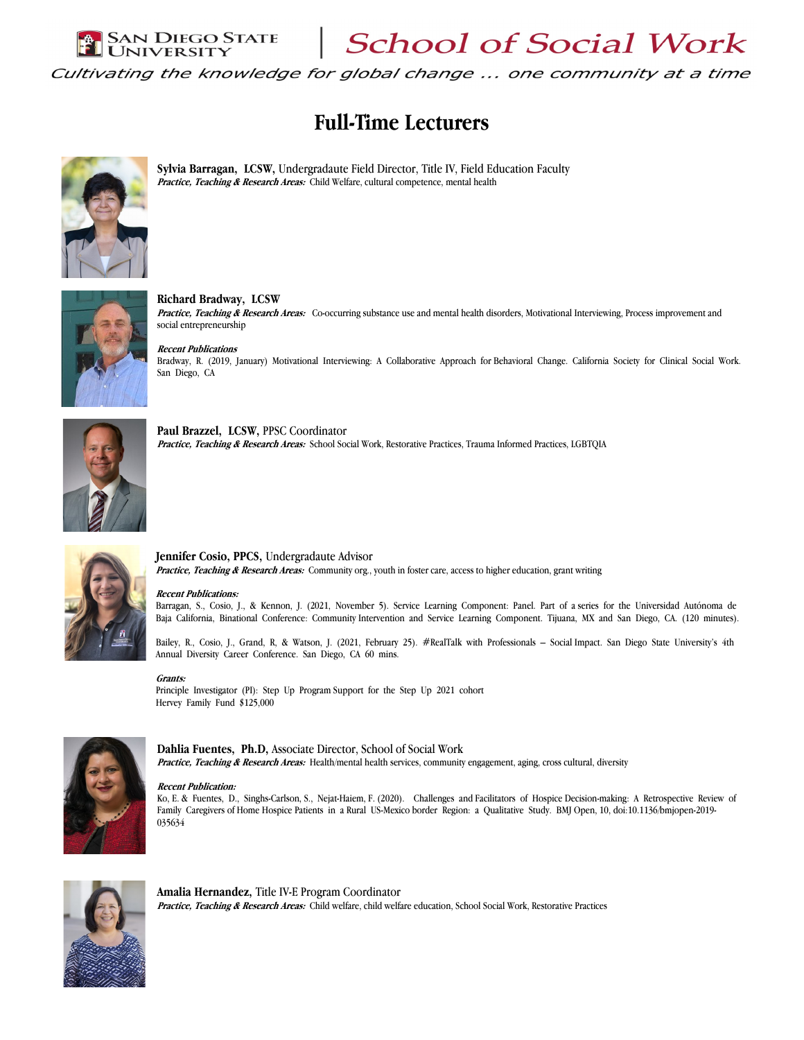San Diego State University | School of Social Work

*Cultivating the knowledge for global change ... one community at a time*

# Full-Time Lecturers

**Sylvia Barragan, LCSW,** Undergradaute Field Director, Title IV, Field Education Faculty
***Practice, Teaching & Research Areas:*** Child Welfare, cultural competence, mental health

**Richard Bradway, LCSW**
***Practice, Teaching & Research Areas:*** Co-occuring substance use and mental health disorders, Motivational Interviewing, Process improvement and social entrepreneurship

***Recent Publications***
Bradway, R. (2019, January) Motivational Interviewing: A Collaborative Approach for Behavioral Change. California Society for Clinical Social Work. San Diego, CA

**Paul Brazzel, LCSW,** PPSC Coordinator
***Practice, Teaching & Research Areas:*** School Social Work, Restorative Practices, Trauma Informed Practices, LGBTQIA

**Jennifer Cosio, PPCS,** Undergradaute Advisor
***Practice, Teaching & Research Areas:*** Community org., youth in foster care, access to higher education, grant writing

***Recent Publications:***
Barragan, S., Cosio, J., & Kennon, J. (2021, November 5). Service Learning Component: Panel. Part of a series for the Universidad Autónoma de Baja California, Binational Conference: Community Intervention and Service Learning Component. Tijuana, MX and San Diego, CA. (120 minutes).

Bailey, R., Cosio, J., Grand, R, & Watson, J. (2021, February 25). #RealTalk with Professionals – Social Impact. San Diego State University's 4th Annual Diversity Career Conference. San Diego, CA 60 mins.

***Grants:***
Principle Investigator (PI): Step Up Program Support for the Step Up 2021 cohort
Hervey Family Fund $125,000

**Dahlia Fuentes, Ph.D,** Associate Director, School of Social Work
***Practice, Teaching & Research Areas:*** Health/mental health services, community engagement, aging, cross cultural, diversity

***Recent Publication:***
Ko, E. & Fuentes, D., Singhs-Carlson, S., Nejat-Haiem, F. (2020). Challenges and Facilitators of Hospice Decision-making: A Retrospective Review of Family Caregivers of Home Hospice Patients in a Rural US-Mexico border Region: a Qualitative Study. BMJ Open, 10, doi:10.1136/bmjopen-2019-035634

**Amalia Hernandez,** Title IV-E Program Coordinator
***Practice, Teaching & Research Areas:*** Child welfare, child welfare education, School Social Work, Restorative Practices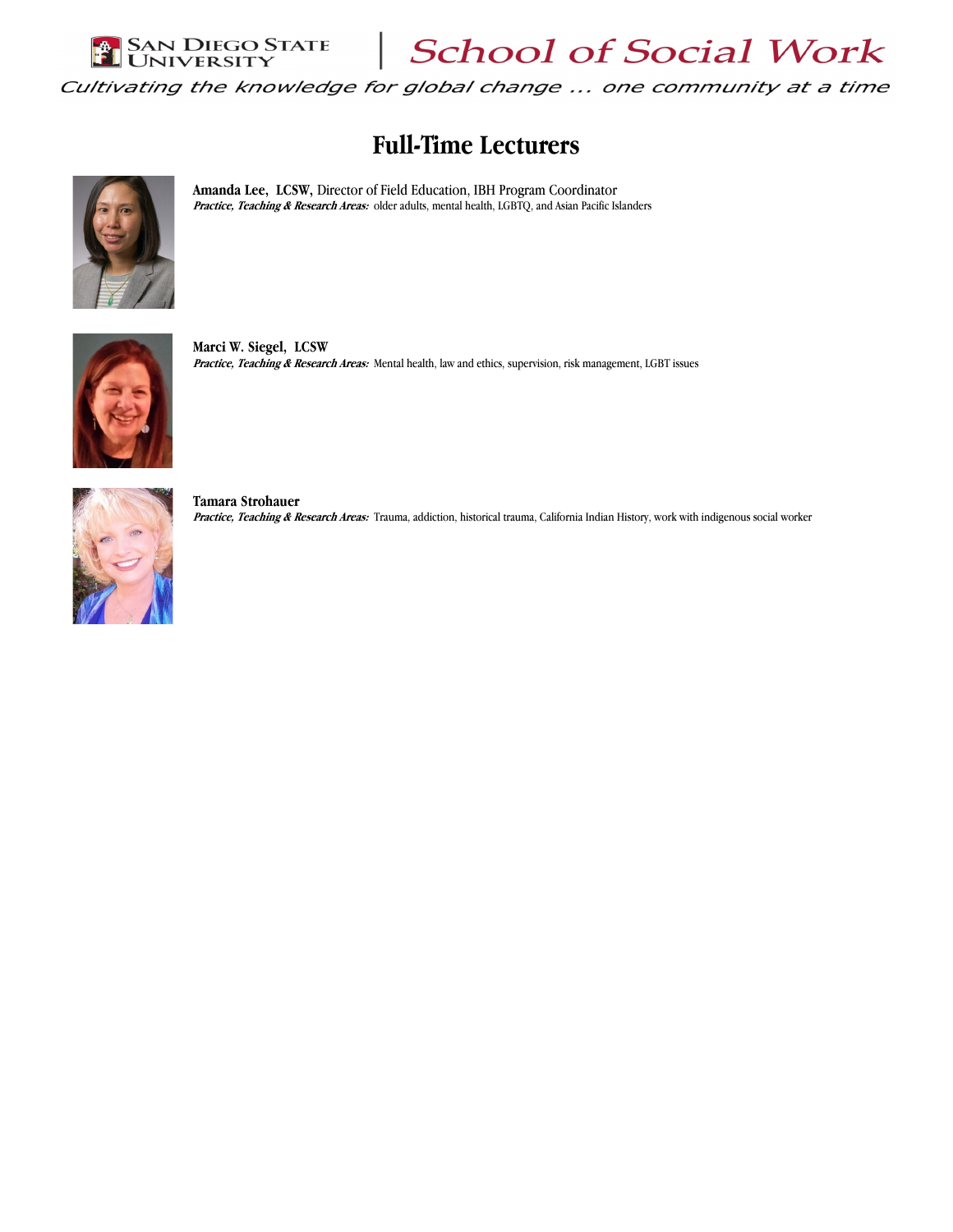# Full-Time Lecturers

**Amanda Lee, LCSW,** Director of Field Education, IBH Program Coordinator
***Practice, Teaching & Research Areas:*** older adults, mental health, LGBTQ, and Asian Pacific Islanders

**Marci W. Siegel, LCSW**
***Practice, Teaching & Research Areas:*** Mental health, law and ethics, supervision, risk management, LGBT issues

**Tamara Strohauer**
***Practice, Teaching & Research Areas:*** Trauma, addiction, historical trauma, California Indian History, work with indigenous social worker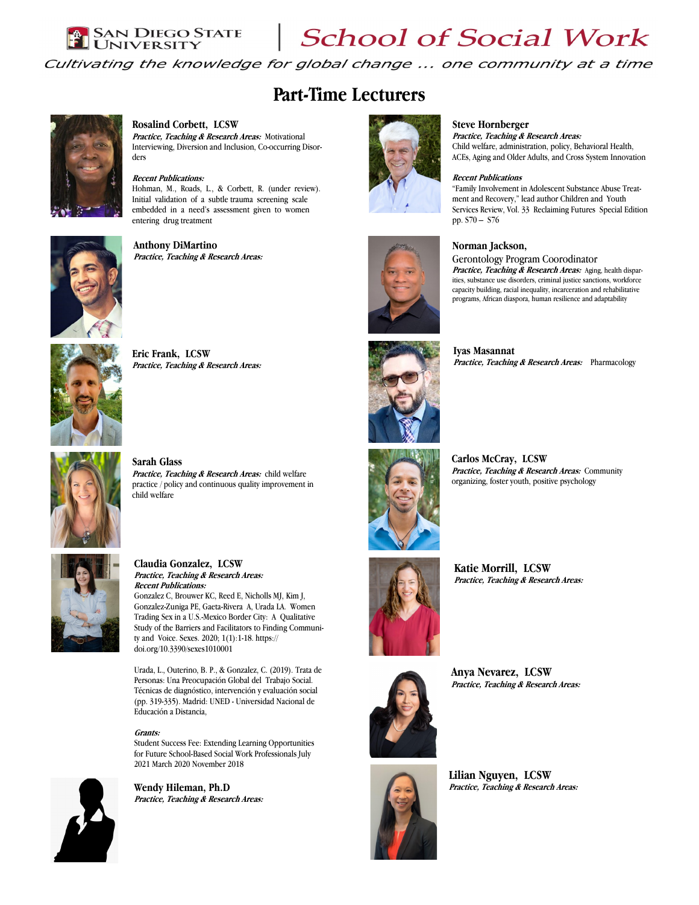San Diego State University | School of Social Work

*Cultivating the knowledge for global change ... one community at a time*

# Part-Time Lecturers

**Rosalind Corbett, LCSW**
***Practice, Teaching & Research Areas:*** Motivational Interviewing, Diversion and Inclusion, Co-occurring Disorders

***Recent Publications:***
Hohman, M., Roads, L., & Corbett, R. (under review). Initial validation of a subtle trauma screening scale embedded in a need's assessment given to women entering drug treatment

**Anthony DiMartino**
***Practice, Teaching & Research Areas:***

**Eric Frank, LCSW**
***Practice, Teaching & Research Areas:***

**Sarah Glass**
***Practice, Teaching & Research Areas:*** child welfare practice / policy and continuous quality improvement in child welfare

**Claudia Gonzalez, LCSW**
***Practice, Teaching & Research Areas:***
***Recent Publications:***
Gonzalez C, Brouwer KC, Reed E, Nicholls MJ, Kim J, Gonzalez-Zuniga PE, Gaeta-Rivera A, Urada LA. Women Trading Sex in a U.S.-Mexico Border City: A Qualitative Study of the Barriers and Facilitators to Finding Community and Voice. Sexes. 2020; 1(1):1-18. https://doi.org/10.3390/sexes1010001

Urada, L., Outerino, B. P., & Gonzalez, C. (2019). Trata de Personas: Una Preocupación Global del Trabajo Social. Técnicas de diagnóstico, intervención y evaluación social (pp. 319-335). Madrid: UNED - Universidad Nacional de Educación a Distancia,

***Grants:***
Student Success Fee: Extending Learning Opportunities for Future School-Based Social Work Professionals July 2021 March 2020 November 2018

**Wendy Hileman, Ph.D**
***Practice, Teaching & Research Areas:***

**Steve Hornberger**
***Practice, Teaching & Research Areas:***
Child welfare, administration, policy, Behavioral Health, ACEs, Aging and Older Adults, and Cross System Innovation

***Recent Publications***
"Family Involvement in Adolescent Substance Abuse Treatment and Recovery," lead author Children and Youth Services Review, Vol. 33 Reclaiming Futures Special Edition pp. S70 – S76

**Norman Jackson,**
Gerontology Program Coorodinator
***Practice, Teaching & Research Areas:*** Aging, health disparities, substance use disorders, criminal justice sanctions, workforce capacity building, racial inequality, incarceration and rehabilitative programs, African diaspora, human resilience and adaptability

**Iyas Masannat**
***Practice, Teaching & Research Areas:*** Pharmacology

**Carlos McCray, LCSW**
***Practice, Teaching & Research Areas:*** Community organizing, foster youth, positive psychology

**Katie Morrill, LCSW**
***Practice, Teaching & Research Areas:***

**Anya Nevarez, LCSW**
***Practice, Teaching & Research Areas:***

**Lilian Nguyen, LCSW**
***Practice, Teaching & Research Areas:***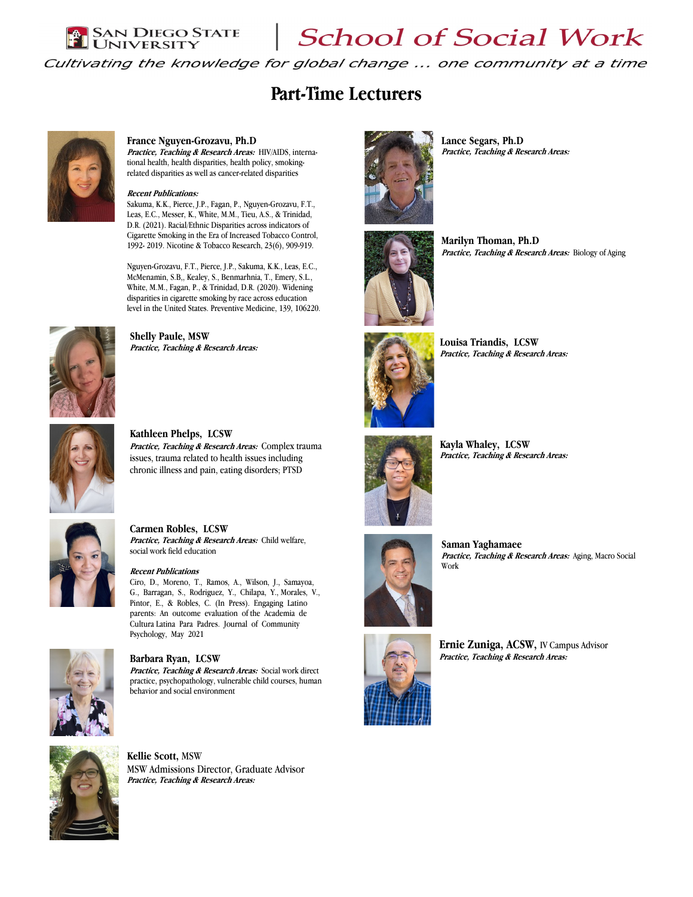San Diego State University | School of Social Work

*Cultivating the knowledge for global change ... one community at a time*

# Part-Time Lecturers

**France Nguyen-Grozavu, Ph.D**
***Practice, Teaching & Research Areas:*** HIV/AIDS, international health, health disparities, health policy, smoking-related disparities as well as cancer-related disparities

***Recent Publications:***

Sakuma, K.K., Pierce, J.P., Fagan, P., Nguyen-Grozavu, F.T., Leas, E.C., Messer, K., White, M.M., Tieu, A.S., & Trinidad, D.R. (2021). Racial/Ethnic Disparities across indicators of Cigarette Smoking in the Era of Increased Tobacco Control, 1992- 2019. Nicotine & Tobacco Research, 23(6), 909-919.

Nguyen-Grozavu, F.T., Pierce, J.P., Sakuma, K.K., Leas, E.C., McMenamin, S.B,, Kealey, S., Benmarhnia, T., Emery, S.L., White, M.M., Fagan, P., & Trinidad, D.R. (2020). Widening disparities in cigarette smoking by race across education level in the United States. Preventive Medicine, 139, 106220.

**Shelly Paule, MSW**
***Practice, Teaching & Research Areas:***

**Kathleen Phelps, LCSW**
***Practice, Teaching & Research Areas:*** Complex trauma issues, trauma related to health issues including chronic illness and pain, eating disorders; PTSD

**Carmen Robles, LCSW**
***Practice, Teaching & Research Areas:*** Child welfare, social work field education

***Recent Publications***

Ciro, D., Moreno, T., Ramos, A., Wilson, J., Samayoa, G., Barragan, S., Rodriguez, Y., Chilapa, Y., Morales, V., Pintor, E., & Robles, C. (In Press). Engaging Latino parents: An outcome evaluation of the Academia de Cultura Latina Para Padres. Journal of Community Psychology, May 2021

**Barbara Ryan, LCSW**
***Practice, Teaching & Research Areas:*** Social work direct practice, psychopathology, vulnerable child courses, human behavior and social environment

**Kellie Scott,** MSW
MSW Admissions Director, Graduate Advisor
***Practice, Teaching & Research Areas:***

**Lance Segars, Ph.D**
***Practice, Teaching & Research Areas:***

**Marilyn Thoman, Ph.D**
***Practice, Teaching & Research Areas:*** Biology of Aging

**Louisa Triandis, LCSW**
***Practice, Teaching & Research Areas:***

**Kayla Whaley, LCSW**
***Practice, Teaching & Research Areas:***

**Saman Yaghamaee**
***Practice, Teaching & Research Areas:*** Aging, Macro Social Work

**Ernie Zuniga, ACSW,** IV Campus Advisor
***Practice, Teaching & Research Areas:***